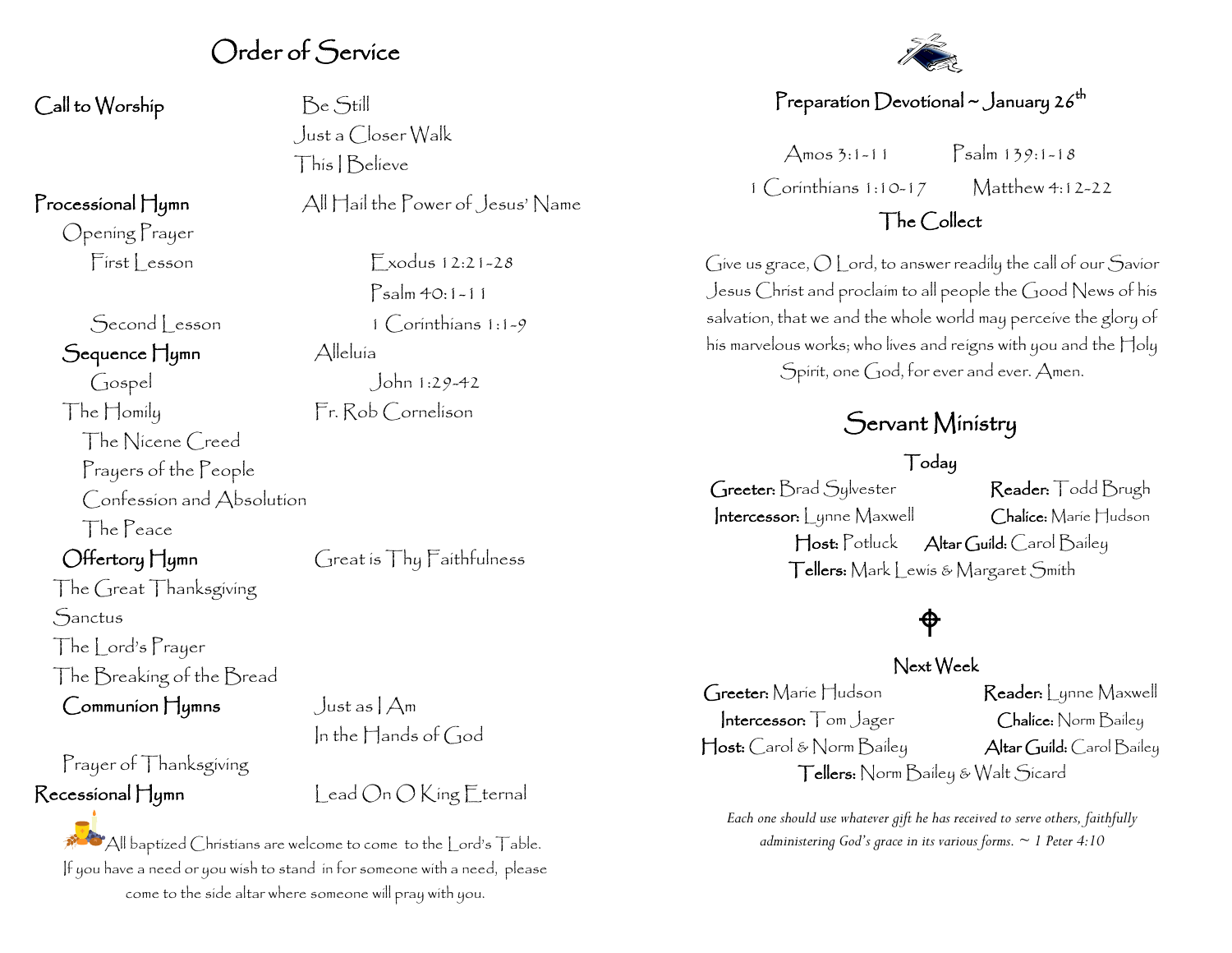# Order of Service

**Call to Worship** — Be Still
Just a Closer Walk
This I Believe

**Processional Hymn** — All Hail the Power of Jesus' Name

Opening Prayer

First Lesson — Exodus 12:21-28
Psalm 40:1-11

Second Lesson — 1 Corinthians 1:1-9

**Sequence Hymn** — Alleluia

Gospel — John 1:29-42

The Homily — Fr. Rob Cornelison

The Nicene Creed

Prayers of the People

Confession and Absolution

The Peace

**Offertory Hymn** — Great is Thy Faithfulness

The Great Thanksgiving

Sanctus

The Lord's Prayer

The Breaking of the Bread

**Communion Hymns** — Just as I Am
In the Hands of God

Prayer of Thanksgiving

**Recessional Hymn** — Lead On O King Eternal

All baptized Christians are welcome to come to the Lord's Table. If you have a need or you wish to stand in for someone with a need, please come to the side altar where someone will pray with you.

## Preparation Devotional ~ January 26th

Amos 3:1-11 Psalm 139:1-18
1 Corinthians 1:10-17 Matthew 4:12-22

### The Collect

Give us grace, O Lord, to answer readily the call of our Savior Jesus Christ and proclaim to all people the Good News of his salvation, that we and the whole world may perceive the glory of his marvelous works; who lives and reigns with you and the Holy Spirit, one God, for ever and ever. Amen.

## Servant Ministry

### Today

**Greeter:** Brad Sylvester **Reader:** Todd Brugh
**Intercessor:** Lynne Maxwell **Chalice:** Marie Hudson
**Host:** Potluck **Altar Guild:** Carol Bailey
**Tellers:** Mark Lewis & Margaret Smith

### Next Week

**Greeter:** Marie Hudson **Reader:** Lynne Maxwell
**Intercessor:** Tom Jager **Chalice:** Norm Bailey
**Host:** Carol & Norm Bailey **Altar Guild:** Carol Bailey
**Tellers:** Norm Bailey & Walt Sicard

*Each one should use whatever gift he has received to serve others, faithfully administering God's grace in its various forms. ~ 1 Peter 4:10*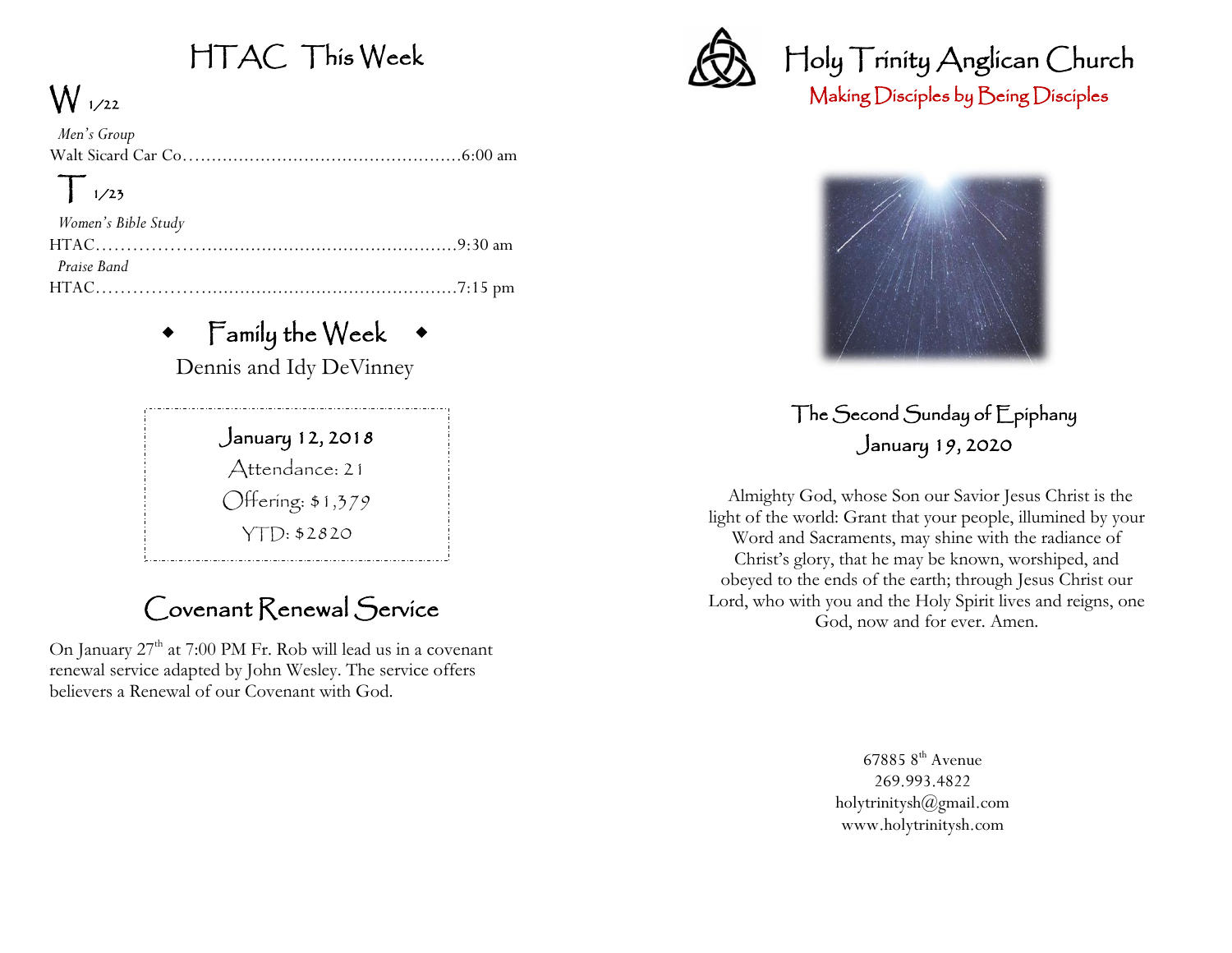# HTAC This Week

## W 1/22

*Men's Group*

Walt Sicard Car Co……………………………………………6:00 am

## T 1/23

*Women's Bible Study*

HTAC……………………………………………………….9:30 am

*Praise Band*

HTAC……………………………………………………….7:15 pm

## ◆ Family the Week ◆

Dennis and Idy DeVinney

January 12, 2018

Attendance: 21

Offering: $1,379

YTD: $2820

## Covenant Renewal Service

On January 27th at 7:00 PM Fr. Rob will lead us in a covenant renewal service adapted by John Wesley. The service offers believers a Renewal of our Covenant with God.

# Holy Trinity Anglican Church

Making Disciples by Being Disciples

### The Second Sunday of Epiphany
### January 19, 2020

Almighty God, whose Son our Savior Jesus Christ is the light of the world: Grant that your people, illumined by your Word and Sacraments, may shine with the radiance of Christ's glory, that he may be known, worshiped, and obeyed to the ends of the earth; through Jesus Christ our Lord, who with you and the Holy Spirit lives and reigns, one God, now and for ever. Amen.

67885 8th Avenue
269.993.4822
holytrinitysh@gmail.com
www.holytrinitysh.com